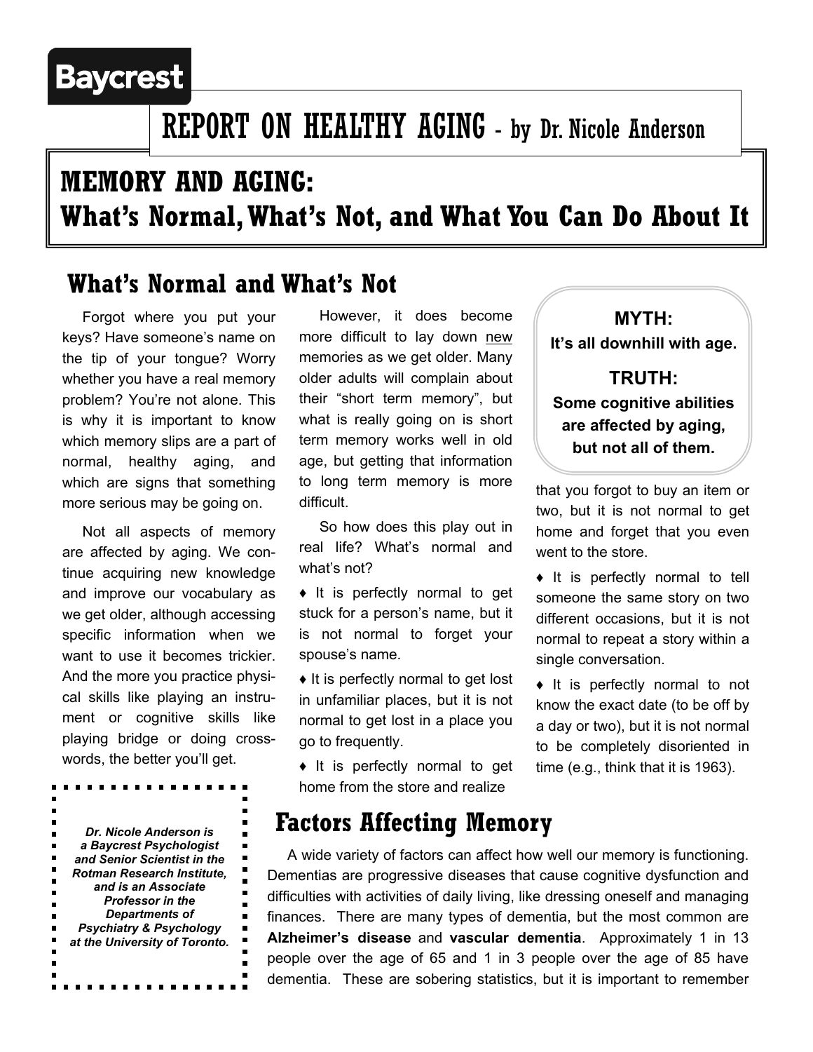Baycrest

# REPORT ON HEALTHY AGING - by Dr. Nicole Anderson

# MEMORY AND AGING: What's Normal, What's Not, and What You Can Do About It

## What's Normal and What's Not

Forgot where you put your keys? Have someone's name on the tip of your tongue? Worry whether you have a real memory problem? You're not alone. This is why it is important to know which memory slips are a part of normal, healthy aging, and which are signs that something more serious may be going on.

Not all aspects of memory are affected by aging. We continue acquiring new knowledge and improve our vocabulary as we get older, although accessing specific information when we want to use it becomes trickier. And the more you practice physical skills like playing an instrument or cognitive skills like playing bridge or doing crosswords, the better you'll get.

However, it does become more difficult to lay down new memories as we get older. Many older adults will complain about their "short term memory", but what is really going on is short term memory works well in old age, but getting that information to long term memory is more difficult.

So how does this play out in real life? What's normal and what's not?

♦ It is perfectly normal to get stuck for a person's name, but it is not normal to forget your spouse's name.

♦ It is perfectly normal to get lost in unfamiliar places, but it is not normal to get lost in a place you go to frequently.

♦ It is perfectly normal to get home from the store and realize that you forgot to buy an item or two, but it is not normal to get home and forget that you even went to the store.

♦ It is perfectly normal to tell someone the same story on two different occasions, but it is not normal to repeat a story within a single conversation.

♦ It is perfectly normal to not know the exact date (to be off by a day or two), but it is not normal to be completely disoriented in time (e.g., think that it is 1963).

**MYTH:**
**It's all downhill with age.**

**TRUTH:**
**Some cognitive abilities are affected by aging, but not all of them.**

***Dr. Nicole Anderson is a Baycrest Psychologist and Senior Scientist in the Rotman Research Institute, and is an Associate Professor in the Departments of Psychiatry & Psychology at the University of Toronto.***

## Factors Affecting Memory

A wide variety of factors can affect how well our memory is functioning. Dementias are progressive diseases that cause cognitive dysfunction and difficulties with activities of daily living, like dressing oneself and managing finances. There are many types of dementia, but the most common are **Alzheimer's disease** and **vascular dementia**. Approximately 1 in 13 people over the age of 65 and 1 in 3 people over the age of 85 have dementia. These are sobering statistics, but it is important to remember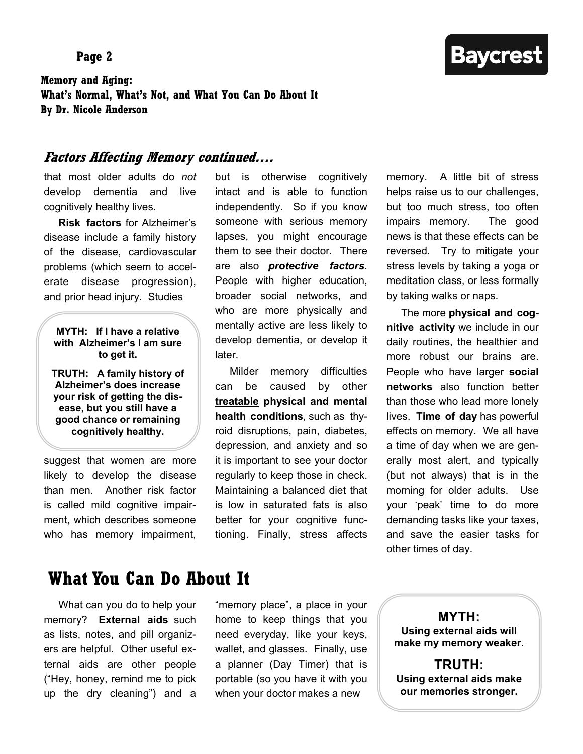## *Factors Affecting Memory continued....*

that most older adults do *not* develop dementia and live cognitively healthy lives.

**Risk factors** for Alzheimer's disease include a family history of the disease, cardiovascular problems (which seem to accelerate disease progression), and prior head injury. Studies suggest that women are more likely to develop the disease than men. Another risk factor is called mild cognitive impairment, which describes someone who has memory impairment, but is otherwise cognitively intact and is able to function independently. So if you know someone with serious memory lapses, you might encourage them to see their doctor. There are also ***protective factors***. People with higher education, broader social networks, and who are more physically and mentally active are less likely to develop dementia, or develop it later.

> **MYTH: If I have a relative with Alzheimer's I am sure to get it.**
>
> **TRUTH: A family history of Alzheimer's does increase your risk of getting the disease, but you still have a good chance or remaining cognitively healthy.**

Milder memory difficulties can be caused by other **treatable physical and mental health conditions**, such as thyroid disruptions, pain, diabetes, depression, and anxiety and so it is important to see your doctor regularly to keep those in check. Maintaining a balanced diet that is low in saturated fats is also better for your cognitive functioning. Finally, stress affects memory. A little bit of stress helps raise us to our challenges, but too much stress, too often impairs memory. The good news is that these effects can be reversed. Try to mitigate your stress levels by taking a yoga or meditation class, or less formally by taking walks or naps.

The more **physical and cognitive activity** we include in our daily routines, the healthier and more robust our brains are. People who have larger **social networks** also function better than those who lead more lonely lives. **Time of day** has powerful effects on memory. We all have a time of day when we are generally most alert, and typically (but not always) that is in the morning for older adults. Use your 'peak' time to do more demanding tasks like your taxes, and save the easier tasks for other times of day.

# What You Can Do About It

What can you do to help your memory? **External aids** such as lists, notes, and pill organizers are helpful. Other useful external aids are other people ("Hey, honey, remind me to pick up the dry cleaning") and a "memory place", a place in your home to keep things that you need everyday, like your keys, wallet, and glasses. Finally, use a planner (Day Timer) that is portable (so you have it with you when your doctor makes a new

> **MYTH:**
> **Using external aids will make my memory weaker.**
>
> **TRUTH:**
> **Using external aids make our memories stronger.**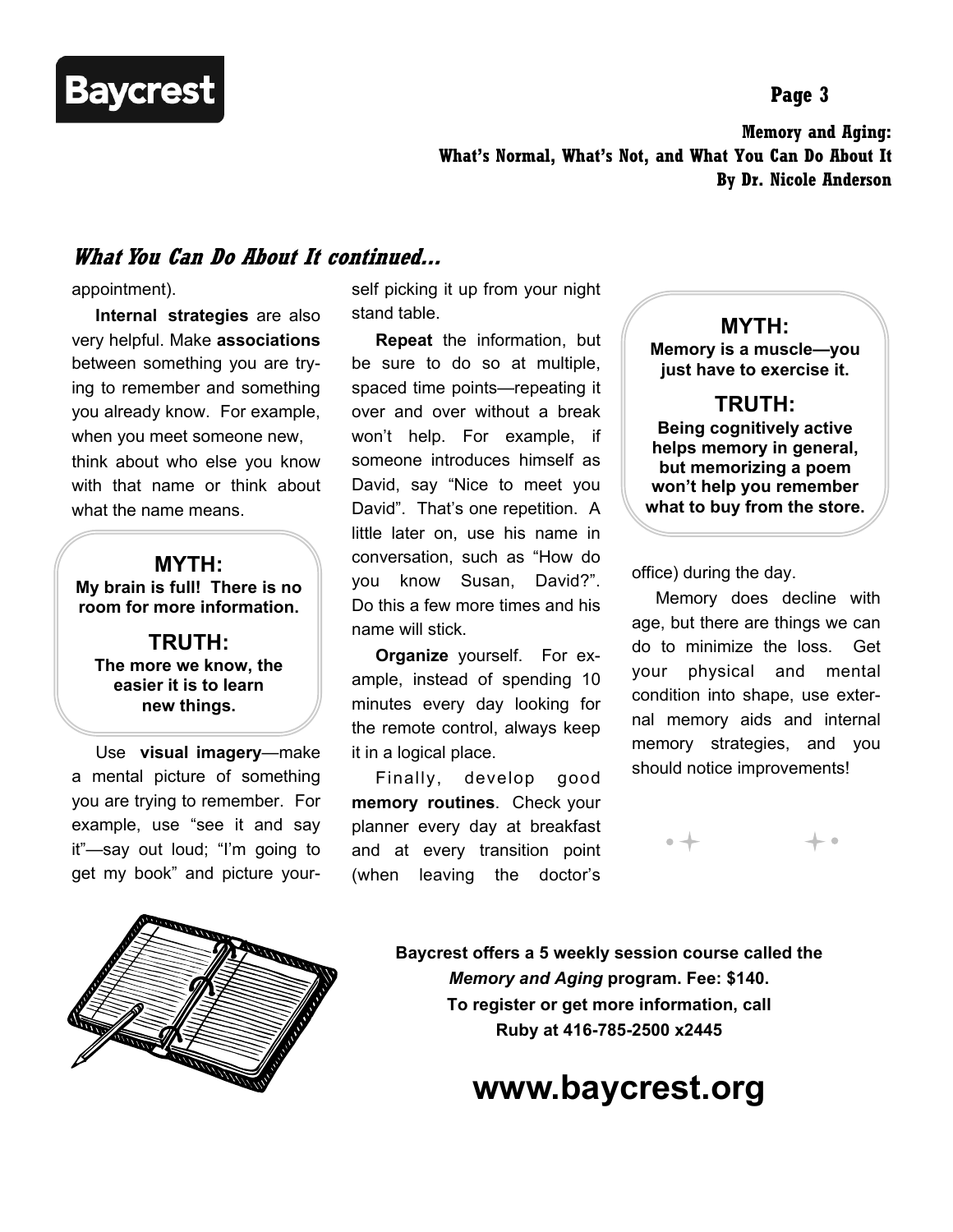## *What You Can Do About It continued...*

appointment).

**Internal strategies** are also very helpful. Make **associations** between something you are trying to remember and something you already know. For example, when you meet someone new, think about who else you know with that name or think about what the name means.

> **MYTH:**
> **My brain is full! There is no room for more information.**
>
> **TRUTH:**
> **The more we know, the easier it is to learn new things.**

Use **visual imagery**—make a mental picture of something you are trying to remember. For example, use "see it and say it"—say out loud; "I'm going to get my book" and picture yourself picking it up from your night stand table.

**Repeat** the information, but be sure to do so at multiple, spaced time points—repeating it over and over without a break won't help. For example, if someone introduces himself as David, say "Nice to meet you David". That's one repetition. A little later on, use his name in conversation, such as "How do you know Susan, David?". Do this a few more times and his name will stick.

**Organize** yourself. For example, instead of spending 10 minutes every day looking for the remote control, always keep it in a logical place.

Finally, develop good **memory routines**. Check your planner every day at breakfast and at every transition point (when leaving the doctor's office) during the day.

> **MYTH:**
> **Memory is a muscle—you just have to exercise it.**
>
> **TRUTH:**
> **Being cognitively active helps memory in general, but memorizing a poem won't help you remember what to buy from the store.**

Memory does decline with age, but there are things we can do to minimize the loss. Get your physical and mental condition into shape, use external memory aids and internal memory strategies, and you should notice improvements!

**Baycrest offers a 5 weekly session course called the *Memory and Aging* program. Fee: $140.**
**To register or get more information, call Ruby at 416-785-2500 x2445**

## www.baycrest.org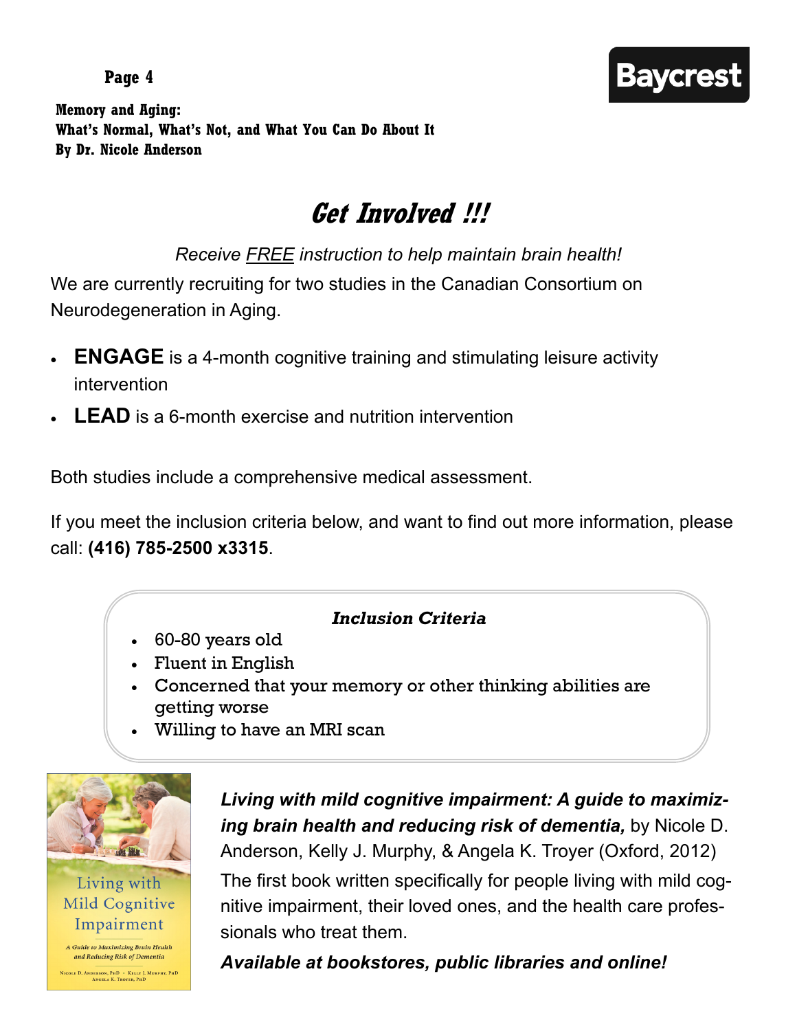Memory and Aging:
What's Normal, What's Not, and What You Can Do About It
By Dr. Nicole Anderson

# Get Involved !!!

*Receive FREE instruction to help maintain brain health!*

We are currently recruiting for two studies in the Canadian Consortium on Neurodegeneration in Aging.

- **ENGAGE** is a 4-month cognitive training and stimulating leisure activity intervention
- **LEAD** is a 6-month exercise and nutrition intervention

Both studies include a comprehensive medical assessment.

If you meet the inclusion criteria below, and want to find out more information, please call: **(416) 785-2500 x3315**.

***Inclusion Criteria***

- 60-80 years old
- Fluent in English
- Concerned that your memory or other thinking abilities are getting worse
- Willing to have an MRI scan

***Living with mild cognitive impairment: A guide to maximizing brain health and reducing risk of dementia,*** by Nicole D. Anderson, Kelly J. Murphy, & Angela K. Troyer (Oxford, 2012)

The first book written specifically for people living with mild cognitive impairment, their loved ones, and the health care professionals who treat them.

***Available at bookstores, public libraries and online!***